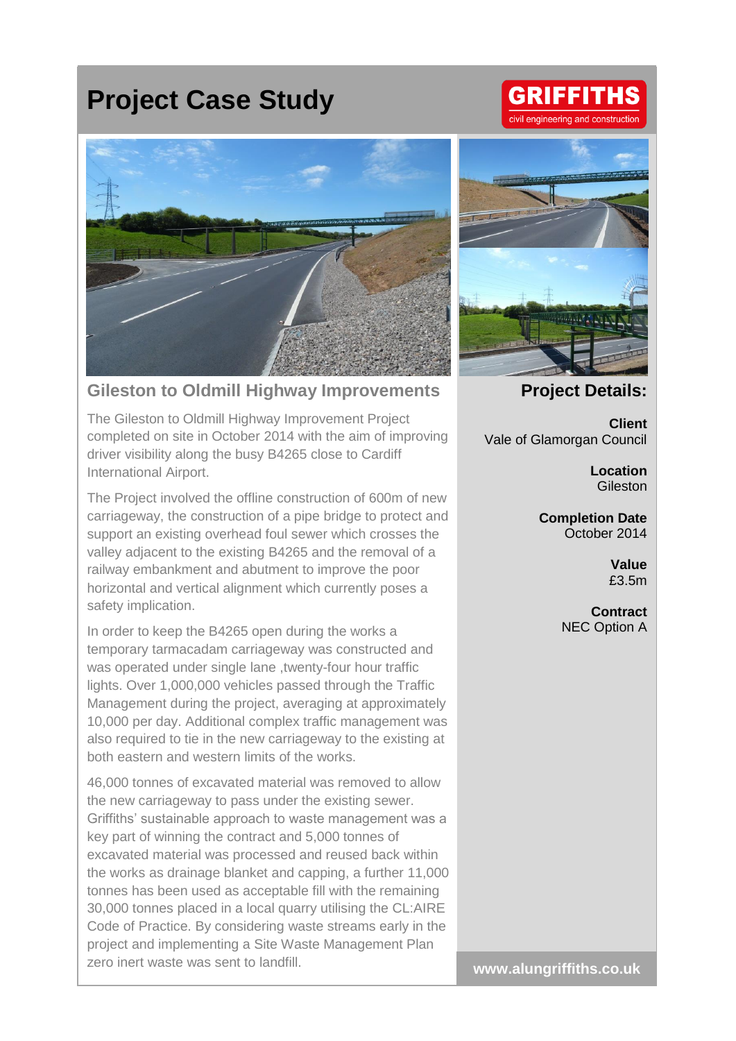# Project Case Study

GRIFFITHS
civil engineering and construction

## Gileston to Oldmill Highway Improvements

The Gileston to Oldmill Highway Improvement Project completed on site in October 2014 with the aim of improving driver visibility along the busy B4265 close to Cardiff International Airport.

The Project involved the offline construction of 600m of new carriageway, the construction of a pipe bridge to protect and support an existing overhead foul sewer which crosses the valley adjacent to the existing B4265 and the removal of a railway embankment and abutment to improve the poor horizontal and vertical alignment which currently poses a safety implication.

In order to keep the B4265 open during the works a temporary tarmacadam carriageway was constructed and was operated under single lane ,twenty-four hour traffic lights. Over 1,000,000 vehicles passed through the Traffic Management during the project, averaging at approximately 10,000 per day. Additional complex traffic management was also required to tie in the new carriageway to the existing at both eastern and western limits of the works.

46,000 tonnes of excavated material was removed to allow the new carriageway to pass under the existing sewer. Griffiths' sustainable approach to waste management was a key part of winning the contract and 5,000 tonnes of excavated material was processed and reused back within the works as drainage blanket and capping, a further 11,000 tonnes has been used as acceptable fill with the remaining 30,000 tonnes placed in a local quarry utilising the CL:AIRE Code of Practice. By considering waste streams early in the project and implementing a Site Waste Management Plan zero inert waste was sent to landfill.

## Project Details:

**Client**
Vale of Glamorgan Council

**Location**
Gileston

**Completion Date**
October 2014

**Value**
£3.5m

**Contract**
NEC Option A

**www.alungriffiths.co.uk**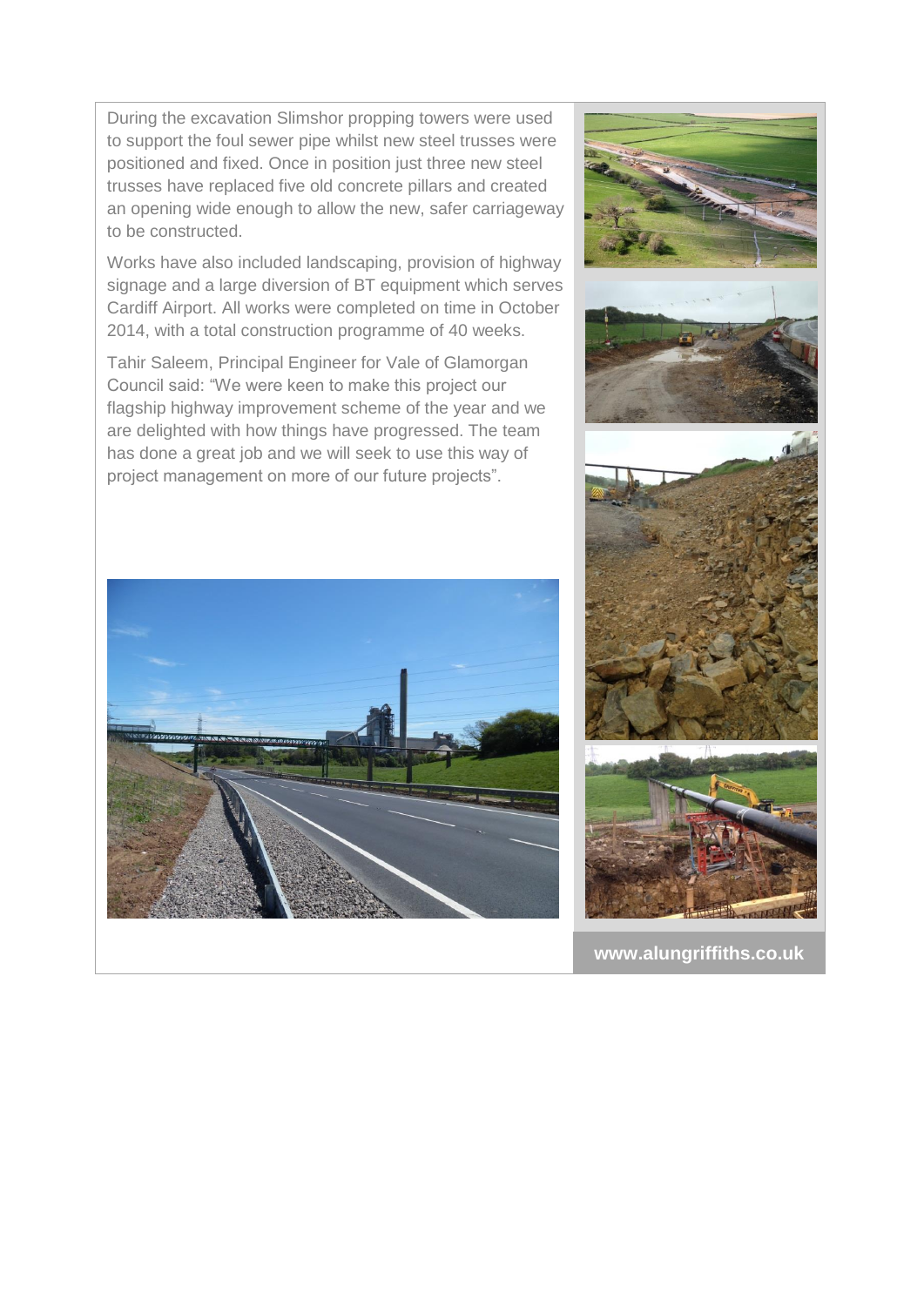During the excavation Slimshor propping towers were used to support the foul sewer pipe whilst new steel trusses were positioned and fixed. Once in position just three new steel trusses have replaced five old concrete pillars and created an opening wide enough to allow the new, safer carriageway to be constructed.

Works have also included landscaping, provision of highway signage and a large diversion of BT equipment which serves Cardiff Airport. All works were completed on time in October 2014, with a total construction programme of 40 weeks.

Tahir Saleem, Principal Engineer for Vale of Glamorgan Council said: "We were keen to make this project our flagship highway improvement scheme of the year and we are delighted with how things have progressed. The team has done a great job and we will seek to use this way of project management on more of our future projects".

**www.alungriffiths.co.uk**